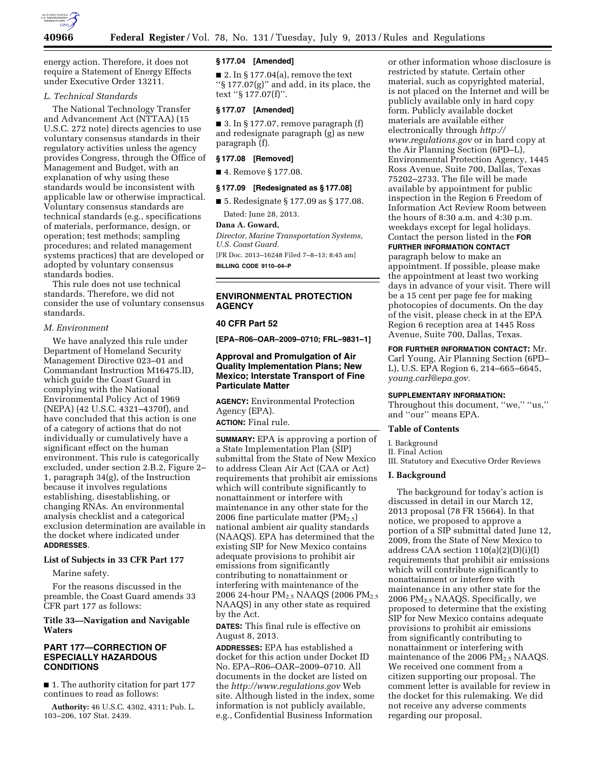energy action. Therefore, it does not require a Statement of Energy Effects under Executive Order 13211.

*L. Technical Standards*

The National Technology Transfer and Advancement Act (NTTAA) (15 U.S.C. 272 note) directs agencies to use voluntary consensus standards in their regulatory activities unless the agency provides Congress, through the Office of Management and Budget, with an explanation of why using these standards would be inconsistent with applicable law or otherwise impractical. Voluntary consensus standards are technical standards (e.g., specifications of materials, performance, design, or operation; test methods; sampling procedures; and related management systems practices) that are developed or adopted by voluntary consensus standards bodies.

This rule does not use technical standards. Therefore, we did not consider the use of voluntary consensus standards.

*M. Environment*

We have analyzed this rule under Department of Homeland Security Management Directive 023–01 and Commandant Instruction M16475.lD, which guide the Coast Guard in complying with the National Environmental Policy Act of 1969 (NEPA) (42 U.S.C. 4321–4370f), and have concluded that this action is one of a category of actions that do not individually or cumulatively have a significant effect on the human environment. This rule is categorically excluded, under section 2.B.2, Figure 2–1, paragraph 34(g), of the Instruction because it involves regulations establishing, disestablishing, or changing RNAs. An environmental analysis checklist and a categorical exclusion determination are available in the docket where indicated under **ADDRESSES**.

**List of Subjects in 33 CFR Part 177**

Marine safety.

For the reasons discussed in the preamble, the Coast Guard amends 33 CFR part 177 as follows:

**Title 33—Navigation and Navigable Waters**

**PART 177—CORRECTION OF ESPECIALLY HAZARDOUS CONDITIONS**

■ 1. The authority citation for part 177 continues to read as follows:

**Authority:** 46 U.S.C. 4302, 4311; Pub. L. 103–206, 107 Stat. 2439.

**§ 177.04 [Amended]**

■ 2. In § 177.04(a), remove the text "§ 177.07(g)" and add, in its place, the text "§ 177.07(f)".

**§ 177.07 [Amended]**

■ 3. In § 177.07, remove paragraph (f) and redesignate paragraph (g) as new paragraph (f).

**§ 177.08 [Removed]**

■ 4. Remove § 177.08.

**§ 177.09 [Redesignated as § 177.08]**

■ 5. Redesignate § 177.09 as § 177.08.

Dated: June 28, 2013.

**Dana A. Goward,**

*Director, Marine Transportation Systems, U.S. Coast Guard.*

[FR Doc. 2013–16248 Filed 7–8–13; 8:45 am]

**BILLING CODE 9110–04–P**

---

**ENVIRONMENTAL PROTECTION AGENCY**

**40 CFR Part 52**

**[EPA–R06–OAR–2009–0710; FRL–9831–1]**

**Approval and Promulgation of Air Quality Implementation Plans; New Mexico; Interstate Transport of Fine Particulate Matter**

**AGENCY:** Environmental Protection Agency (EPA).

**ACTION:** Final rule.

**SUMMARY:** EPA is approving a portion of a State Implementation Plan (SIP) submittal from the State of New Mexico to address Clean Air Act (CAA or Act) requirements that prohibit air emissions which will contribute significantly to nonattainment or interfere with maintenance in any other state for the 2006 fine particulate matter ($PM_{2.5}$) national ambient air quality standards (NAAQS). EPA has determined that the existing SIP for New Mexico contains adequate provisions to prohibit air emissions from significantly contributing to nonattainment or interfering with maintenance of the 2006 24-hour $PM_{2.5}$ NAAQS (2006 $PM_{2.5}$ NAAQS) in any other state as required by the Act.

**DATES:** This final rule is effective on August 8, 2013.

**ADDRESSES:** EPA has established a docket for this action under Docket ID No. EPA–R06–OAR–2009–0710. All documents in the docket are listed on the *http://www.regulations.gov* Web site. Although listed in the index, some information is not publicly available, e.g., Confidential Business Information or other information whose disclosure is restricted by statute. Certain other material, such as copyrighted material, is not placed on the Internet and will be publicly available only in hard copy form. Publicly available docket materials are available either electronically through *http://www.regulations.gov* or in hard copy at the Air Planning Section (6PD–L), Environmental Protection Agency, 1445 Ross Avenue, Suite 700, Dallas, Texas 75202–2733. The file will be made available by appointment for public inspection in the Region 6 Freedom of Information Act Review Room between the hours of 8:30 a.m. and 4:30 p.m. weekdays except for legal holidays. Contact the person listed in the **FOR FURTHER INFORMATION CONTACT** paragraph below to make an appointment. If possible, please make the appointment at least two working days in advance of your visit. There will be a 15 cent per page fee for making photocopies of documents. On the day of the visit, please check in at the EPA Region 6 reception area at 1445 Ross Avenue, Suite 700, Dallas, Texas.

**FOR FURTHER INFORMATION CONTACT:** Mr. Carl Young, Air Planning Section (6PD–L), U.S. EPA Region 6, 214–665–6645, *young.carl@epa.gov.*

**SUPPLEMENTARY INFORMATION:** Throughout this document, "we," "us," and "our" means EPA.

**Table of Contents**

I. Background
II. Final Action
III. Statutory and Executive Order Reviews

**I. Background**

The background for today's action is discussed in detail in our March 12, 2013 proposal (78 FR 15664). In that notice, we proposed to approve a portion of a SIP submittal dated June 12, 2009, from the State of New Mexico to address CAA section 110(a)(2)(D)(i)(I) requirements that prohibit air emissions which will contribute significantly to nonattainment or interfere with maintenance in any other state for the 2006 $PM_{2.5}$ NAAQS. Specifically, we proposed to determine that the existing SIP for New Mexico contains adequate provisions to prohibit air emissions from significantly contributing to nonattainment or interfering with maintenance of the 2006 $PM_{2.5}$ NAAQS. We received one comment from a citizen supporting our proposal. The comment letter is available for review in the docket for this rulemaking. We did not receive any adverse comments regarding our proposal.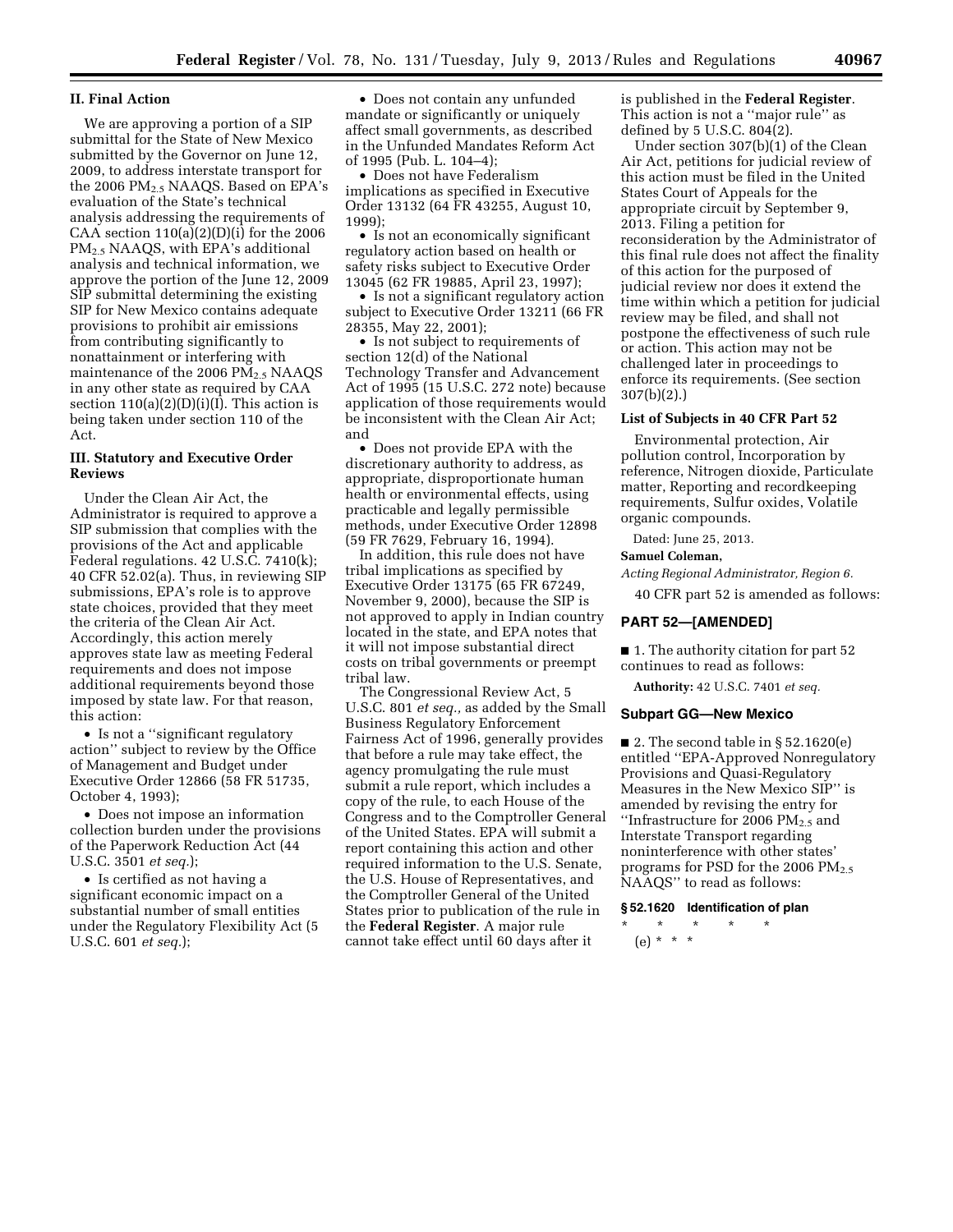## II. Final Action

We are approving a portion of a SIP submittal for the State of New Mexico submitted by the Governor on June 12, 2009, to address interstate transport for the 2006 $PM_{2.5}$ NAAQS. Based on EPA's evaluation of the State's technical analysis addressing the requirements of CAA section 110(a)(2)(D)(i) for the 2006 $PM_{2.5}$ NAAQS, with EPA's additional analysis and technical information, we approve the portion of the June 12, 2009 SIP submittal determining the existing SIP for New Mexico contains adequate provisions to prohibit air emissions from contributing significantly to nonattainment or interfering with maintenance of the 2006 $PM_{2.5}$ NAAQS in any other state as required by CAA section 110(a)(2)(D)(i)(I). This action is being taken under section 110 of the Act.

## III. Statutory and Executive Order Reviews

Under the Clean Air Act, the Administrator is required to approve a SIP submission that complies with the provisions of the Act and applicable Federal regulations. 42 U.S.C. 7410(k); 40 CFR 52.02(a). Thus, in reviewing SIP submissions, EPA's role is to approve state choices, provided that they meet the criteria of the Clean Air Act. Accordingly, this action merely approves state law as meeting Federal requirements and does not impose additional requirements beyond those imposed by state law. For that reason, this action:

- Is not a "significant regulatory action" subject to review by the Office of Management and Budget under Executive Order 12866 (58 FR 51735, October 4, 1993);
- Does not impose an information collection burden under the provisions of the Paperwork Reduction Act (44 U.S.C. 3501 *et seq.*);
- Is certified as not having a significant economic impact on a substantial number of small entities under the Regulatory Flexibility Act (5 U.S.C. 601 *et seq.*);
- Does not contain any unfunded mandate or significantly or uniquely affect small governments, as described in the Unfunded Mandates Reform Act of 1995 (Pub. L. 104–4);
- Does not have Federalism implications as specified in Executive Order 13132 (64 FR 43255, August 10, 1999);
- Is not an economically significant regulatory action based on health or safety risks subject to Executive Order 13045 (62 FR 19885, April 23, 1997);
- Is not a significant regulatory action subject to Executive Order 13211 (66 FR 28355, May 22, 2001);
- Is not subject to requirements of section 12(d) of the National Technology Transfer and Advancement Act of 1995 (15 U.S.C. 272 note) because application of those requirements would be inconsistent with the Clean Air Act; and
- Does not provide EPA with the discretionary authority to address, as appropriate, disproportionate human health or environmental effects, using practicable and legally permissible methods, under Executive Order 12898 (59 FR 7629, February 16, 1994).

In addition, this rule does not have tribal implications as specified by Executive Order 13175 (65 FR 67249, November 9, 2000), because the SIP is not approved to apply in Indian country located in the state, and EPA notes that it will not impose substantial direct costs on tribal governments or preempt tribal law.

The Congressional Review Act, 5 U.S.C. 801 *et seq.*, as added by the Small Business Regulatory Enforcement Fairness Act of 1996, generally provides that before a rule may take effect, the agency promulgating the rule must submit a rule report, which includes a copy of the rule, to each House of the Congress and to the Comptroller General of the United States. EPA will submit a report containing this action and other required information to the U.S. Senate, the U.S. House of Representatives, and the Comptroller General of the United States prior to publication of the rule in the **Federal Register**. A major rule cannot take effect until 60 days after it is published in the **Federal Register**. This action is not a "major rule" as defined by 5 U.S.C. 804(2).

Under section 307(b)(1) of the Clean Air Act, petitions for judicial review of this action must be filed in the United States Court of Appeals for the appropriate circuit by September 9, 2013. Filing a petition for reconsideration by the Administrator of this final rule does not affect the finality of this action for the purposed of judicial review nor does it extend the time within which a petition for judicial review may be filed, and shall not postpone the effectiveness of such rule or action. This action may not be challenged later in proceedings to enforce its requirements. (See section 307(b)(2).)

### List of Subjects in 40 CFR Part 52

Environmental protection, Air pollution control, Incorporation by reference, Nitrogen dioxide, Particulate matter, Reporting and recordkeeping requirements, Sulfur oxides, Volatile organic compounds.

Dated: June 25, 2013.

**Samuel Coleman,**

*Acting Regional Administrator, Region 6.*

40 CFR part 52 is amended as follows:

## PART 52—[AMENDED]

■ 1. The authority citation for part 52 continues to read as follows:

**Authority:** 42 U.S.C. 7401 *et seq.*

### Subpart GG—New Mexico

■ 2. The second table in § 52.1620(e) entitled "EPA-Approved Nonregulatory Provisions and Quasi-Regulatory Measures in the New Mexico SIP" is amended by revising the entry for "Infrastructure for 2006 $PM_{2.5}$ and Interstate Transport regarding noninterference with other states' programs for PSD for the 2006 $PM_{2.5}$ NAAQS" to read as follows:

**§ 52.1620 Identification of plan**

\* \* \* \* \*

(e) \* \* \*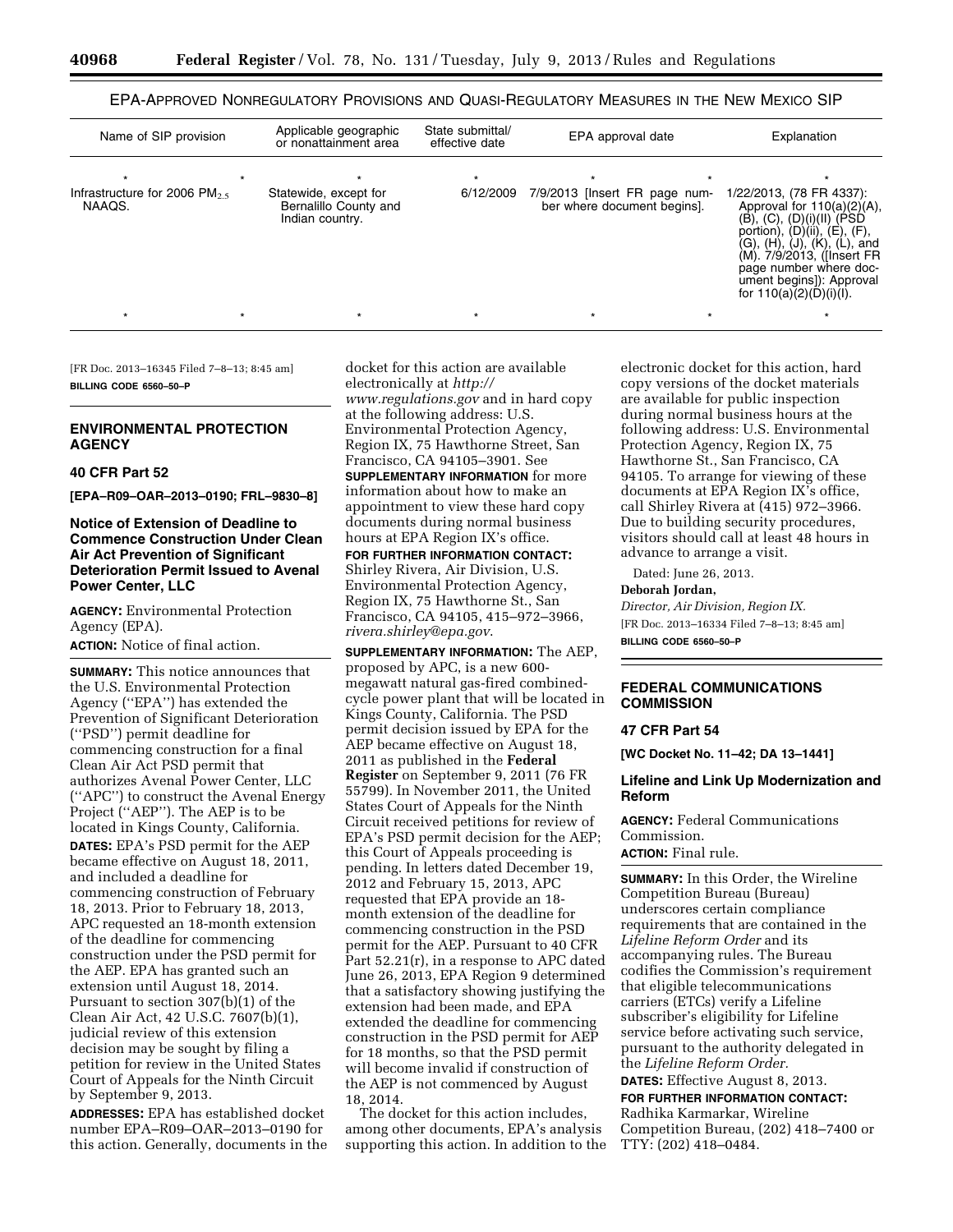EPA-APPROVED NONREGULATORY PROVISIONS AND QUASI-REGULATORY MEASURES IN THE NEW MEXICO SIP

| Name of SIP provision | Applicable geographic or nonattainment area | State submittal/ effective date | EPA approval date | Explanation |
| --- | --- | --- | --- | --- |
| * * | * | * | * * | * |
| Infrastructure for 2006 $PM_{2.5}$ NAAQS. | Statewide, except for Bernalillo County and Indian country. | 6/12/2009 | 7/9/2013 [Insert FR page number where document begins]. | 1/22/2013, (78 FR 4337): Approval for 110(a)(2)(A), (B), (C), (D)(i)(II) (PSD portion), (D)(ii), (E), (F), (G), (H), (J), (K), (L), and (M). 7/9/2013, ([Insert FR page number where document begins]): Approval for 110(a)(2)(D)(i)(I). |
| * * | * | * | * * | * |

[FR Doc. 2013–16345 Filed 7–8–13; 8:45 am]

**BILLING CODE 6560–50–P**

---

## ENVIRONMENTAL PROTECTION AGENCY

### 40 CFR Part 52

**[EPA–R09–OAR–2013–0190; FRL–9830–8]**

### Notice of Extension of Deadline to Commence Construction Under Clean Air Act Prevention of Significant Deterioration Permit Issued to Avenal Power Center, LLC

**AGENCY:** Environmental Protection Agency (EPA).

**ACTION:** Notice of final action.

**SUMMARY:** This notice announces that the U.S. Environmental Protection Agency (''EPA'') has extended the Prevention of Significant Deterioration (''PSD'') permit deadline for commencing construction for a final Clean Air Act PSD permit that authorizes Avenal Power Center, LLC (''APC'') to construct the Avenal Energy Project (''AEP''). The AEP is to be located in Kings County, California.

**DATES:** EPA's PSD permit for the AEP became effective on August 18, 2011, and included a deadline for commencing construction of February 18, 2013. Prior to February 18, 2013, APC requested an 18-month extension of the deadline for commencing construction under the PSD permit for the AEP. EPA has granted such an extension until August 18, 2014. Pursuant to section 307(b)(1) of the Clean Air Act, 42 U.S.C. 7607(b)(1), judicial review of this extension decision may be sought by filing a petition for review in the United States Court of Appeals for the Ninth Circuit by September 9, 2013.

**ADDRESSES:** EPA has established docket number EPA–R09–OAR–2013–0190 for this action. Generally, documents in the docket for this action are available electronically at *http://www.regulations.gov* and in hard copy at the following address: U.S. Environmental Protection Agency, Region IX, 75 Hawthorne Street, San Francisco, CA 94105–3901. See **SUPPLEMENTARY INFORMATION** for more information about how to make an appointment to view these hard copy documents during normal business hours at EPA Region IX's office.

**FOR FURTHER INFORMATION CONTACT:** Shirley Rivera, Air Division, U.S. Environmental Protection Agency, Region IX, 75 Hawthorne St., San Francisco, CA 94105, 415–972–3966, *rivera.shirley@epa.gov*.

**SUPPLEMENTARY INFORMATION:** The AEP, proposed by APC, is a new 600-megawatt natural gas-fired combined-cycle power plant that will be located in Kings County, California. The PSD permit decision issued by EPA for the AEP became effective on August 18, 2011 as published in the **Federal Register** on September 9, 2011 (76 FR 55799). In November 2011, the United States Court of Appeals for the Ninth Circuit received petitions for review of EPA's PSD permit decision for the AEP; this Court of Appeals proceeding is pending. In letters dated December 19, 2012 and February 15, 2013, APC requested that EPA provide an 18-month extension of the deadline for commencing construction in the PSD permit for the AEP. Pursuant to 40 CFR Part 52.21(r), in a response to APC dated June 26, 2013, EPA Region 9 determined that a satisfactory showing justifying the extension had been made, and EPA extended the deadline for commencing construction in the PSD permit for AEP for 18 months, so that the PSD permit will become invalid if construction of the AEP is not commenced by August 18, 2014.

The docket for this action includes, among other documents, EPA's analysis supporting this action. In addition to the electronic docket for this action, hard copy versions of the docket materials are available for public inspection during normal business hours at the following address: U.S. Environmental Protection Agency, Region IX, 75 Hawthorne St., San Francisco, CA 94105. To arrange for viewing of these documents at EPA Region IX's office, call Shirley Rivera at (415) 972–3966. Due to building security procedures, visitors should call at least 48 hours in advance to arrange a visit.

Dated: June 26, 2013.

**Deborah Jordan,**

*Director, Air Division, Region IX.*

[FR Doc. 2013–16334 Filed 7–8–13; 8:45 am]

**BILLING CODE 6560–50–P**

---

## FEDERAL COMMUNICATIONS COMMISSION

### 47 CFR Part 54

**[WC Docket No. 11–42; DA 13–1441]**

### Lifeline and Link Up Modernization and Reform

**AGENCY:** Federal Communications Commission.

**ACTION:** Final rule.

**SUMMARY:** In this Order, the Wireline Competition Bureau (Bureau) underscores certain compliance requirements that are contained in the *Lifeline Reform Order* and its accompanying rules. The Bureau codifies the Commission's requirement that eligible telecommunications carriers (ETCs) verify a Lifeline subscriber's eligibility for Lifeline service before activating such service, pursuant to the authority delegated in the *Lifeline Reform Order.*

**DATES:** Effective August 8, 2013.

**FOR FURTHER INFORMATION CONTACT:** Radhika Karmarkar, Wireline Competition Bureau, (202) 418–7400 or TTY: (202) 418–0484.